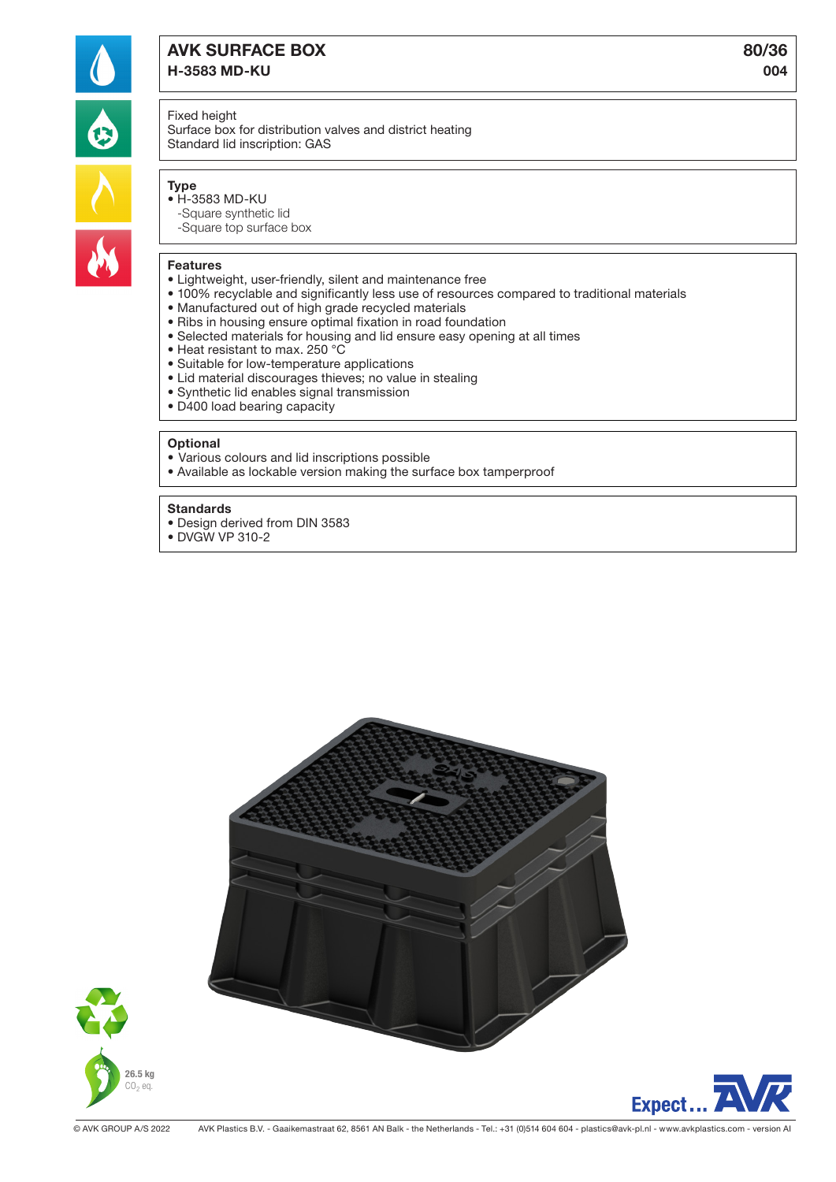# AVK SURFACE BOX

## H-3583 MD-KU

80/36
004

Fixed height
Surface box for distribution valves and district heating
Standard lid inscription: GAS

### Type

- H-3583 MD-KU
  - -Square synthetic lid
  - -Square top surface box

### Features

- Lightweight, user-friendly, silent and maintenance free
- 100% recyclable and significantly less use of resources compared to traditional materials
- Manufactured out of high grade recycled materials
- Ribs in housing ensure optimal fixation in road foundation
- Selected materials for housing and lid ensure easy opening at all times
- Heat resistant to max. 250 °C
- Suitable for low-temperature applications
- Lid material discourages thieves; no value in stealing
- Synthetic lid enables signal transmission
- D400 load bearing capacity

### Optional

- Various colours and lid inscriptions possible
- Available as lockable version making the surface box tamperproof

### Standards

- Design derived from DIN 3583
- DVGW VP 310-2

26.5 kg
$CO_2$ eq.

© AVK GROUP A/S 2022 AVK Plastics B.V. - Gaaikemastraat 62, 8561 AN Balk - the Netherlands - Tel.: +31 (0)514 604 604 - plastics@avk-pl.nl - www.avkplastics.com - version AI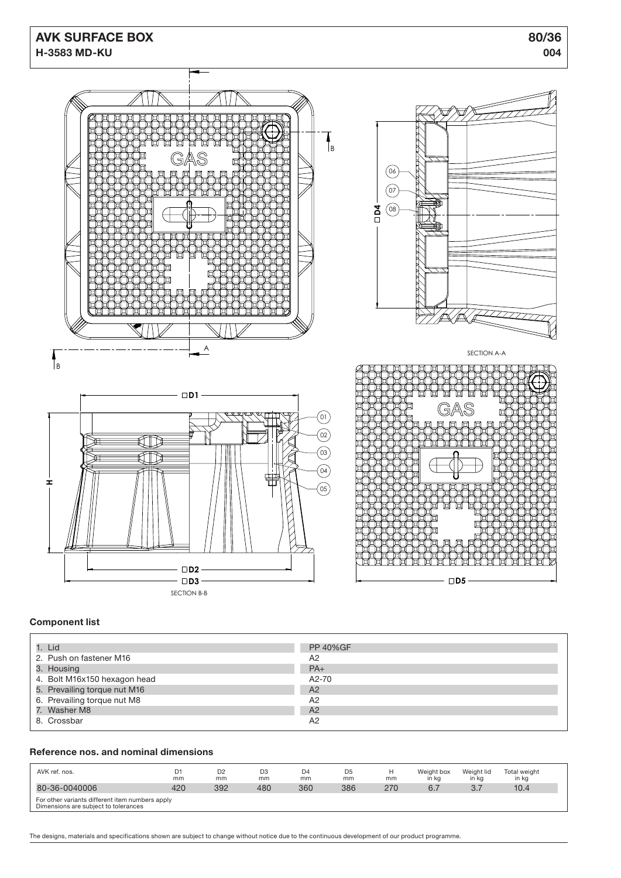# AVK SURFACE BOX

## H-3583 MD-KU

80/36

004

GAS

SECTION A-A

SECTION B-B

□D1

□D2

□D3

□D4

□D5

H

A

B

01

02

03

04

05

06

07

08

### Component list

| | |
|---|---|
| 1. Lid | PP 40%GF |
| 2. Push on fastener M16 | A2 |
| 3. Housing | PA+ |
| 4. Bolt M16x150 hexagon head | A2-70 |
| 5. Prevailing torque nut M16 | A2 |
| 6. Prevailing torque nut M8 | A2 |
| 7. Washer M8 | A2 |
| 8. Crossbar | A2 |

### Reference nos. and nominal dimensions

| AVK ref. nos. | D1 mm | D2 mm | D3 mm | D4 mm | D5 mm | H mm | Weight box in kg | Weight lid in kg | Total weight in kg |
|---|---|---|---|---|---|---|---|---|---|
| 80-36-0040006 | 420 | 392 | 480 | 360 | 386 | 270 | 6.7 | 3.7 | 10.4 |

For other variants different item numbers apply
Dimensions are subject to tolerances

The designs, materials and specifications shown are subject to change without notice due to the continuous development of our product programme.